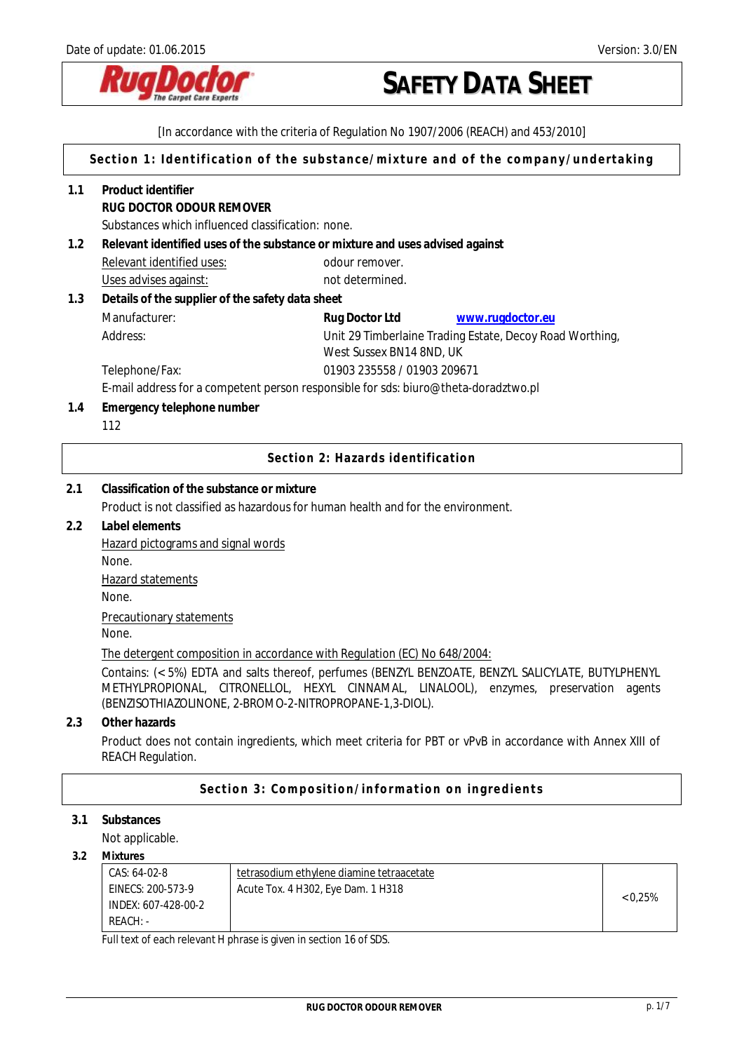Date of update: 01.06.2015 Version: 3.0/EN

# SAFETY DATA SHEET

[In accordance with the criteria of Regulation No 1907/2006 (REACH) and 453/2010]

## Section 1: Identification of the substance/mixture and of the company/undertaking

**1.1 Product identifier**

**RUG DOCTOR ODOUR REMOVER**

Substances which influenced classification: none.

**1.2 Relevant identified uses of the substance or mixture and uses advised against**

Relevant identified uses: odour remover.

Uses advises against: not determined.

**1.3 Details of the supplier of the safety data sheet**

Manufacturer: **Rug Doctor Ltd** **www.rugdoctor.eu**

Address: Unit 29 Timberlaine Trading Estate, Decoy Road Worthing, West Sussex BN14 8ND, UK

Telephone/Fax: 01903 235558 / 01903 209671

E-mail address for a competent person responsible for sds: biuro@theta-doradztwo.pl

**1.4 Emergency telephone number**

112

## Section 2: Hazards identification

**2.1 Classification of the substance or mixture**

Product is not classified as hazardous for human health and for the environment.

**2.2 Label elements**

Hazard pictograms and signal words

None.

Hazard statements

None.

Precautionary statements

None.

The detergent composition in accordance with Regulation (EC) No 648/2004:

Contains: (< 5%) EDTA and salts thereof, perfumes (BENZYL BENZOATE, BENZYL SALICYLATE, BUTYLPHENYL METHYLPROPIONAL, CITRONELLOL, HEXYL CINNAMAL, LINALOOL), enzymes, preservation agents (BENZISOTHIAZOLINONE, 2-BROMO-2-NITROPROPANE-1,3-DIOL).

**2.3 Other hazards**

Product does not contain ingredients, which meet criteria for PBT or vPvB in accordance with Annex XIII of REACH Regulation.

## Section 3: Composition/information on ingredients

**3.1 Substances**

Not applicable.

**3.2 Mixtures**

| | | |
|---|---|---|
| CAS: 64-02-8<br>EINECS: 200-573-9<br>INDEX: 607-428-00-2<br>REACH: - | tetrasodium ethylene diamine tetraacetate<br>Acute Tox. 4 H302, Eye Dam. 1 H318 | <0,25% |

Full text of each relevant H phrase is given in section 16 of SDS.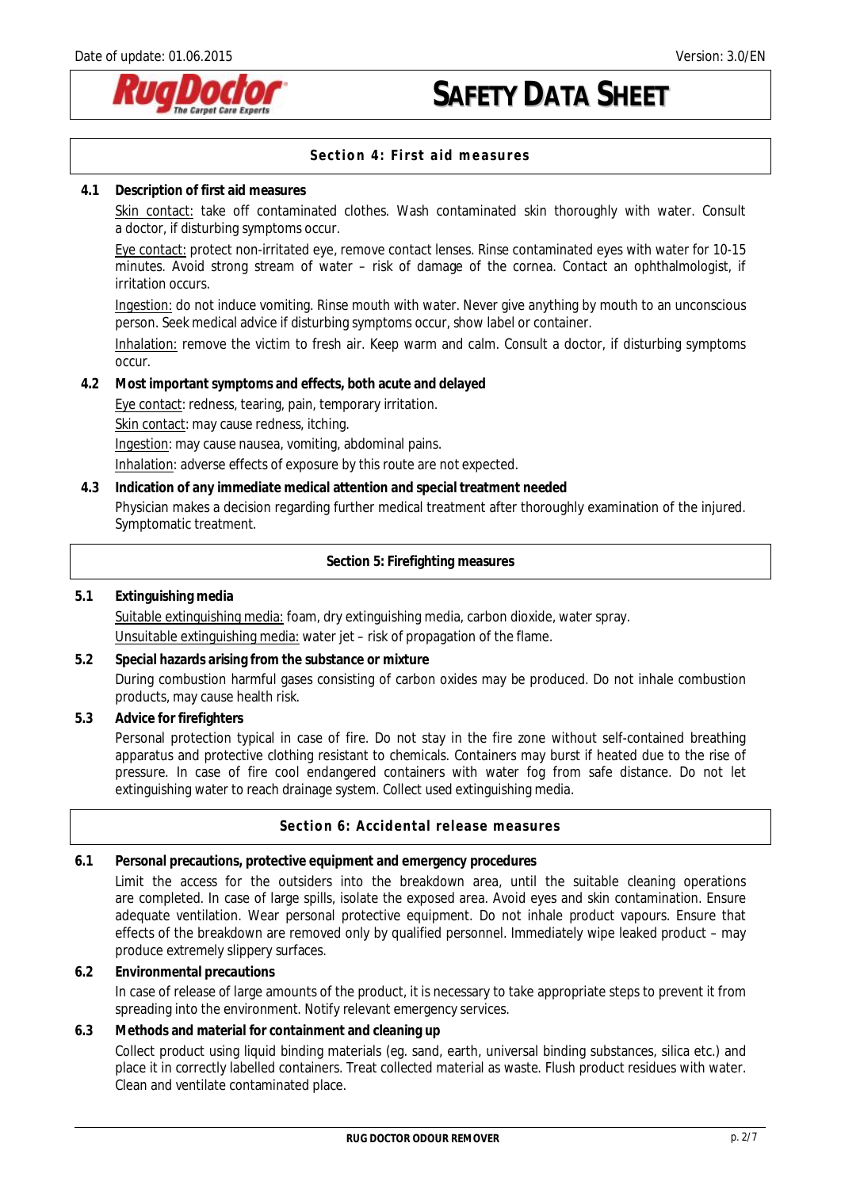## Section 4: First aid measures

**4.1 Description of first aid measures**

Skin contact: take off contaminated clothes. Wash contaminated skin thoroughly with water. Consult a doctor, if disturbing symptoms occur.

Eye contact: protect non-irritated eye, remove contact lenses. Rinse contaminated eyes with water for 10-15 minutes. Avoid strong stream of water – risk of damage of the cornea. Contact an ophthalmologist, if irritation occurs.

Ingestion: do not induce vomiting. Rinse mouth with water. Never give anything by mouth to an unconscious person. Seek medical advice if disturbing symptoms occur, show label or container.

Inhalation: remove the victim to fresh air. Keep warm and calm. Consult a doctor, if disturbing symptoms occur.

**4.2 Most important symptoms and effects, both acute and delayed**

Eye contact: redness, tearing, pain, temporary irritation.

Skin contact: may cause redness, itching.

Ingestion: may cause nausea, vomiting, abdominal pains.

Inhalation: adverse effects of exposure by this route are not expected.

**4.3 Indication of any immediate medical attention and special treatment needed**

Physician makes a decision regarding further medical treatment after thoroughly examination of the injured. Symptomatic treatment.

## Section 5: Firefighting measures

**5.1 Extinguishing media**

Suitable extinguishing media: foam, dry extinguishing media, carbon dioxide, water spray.

Unsuitable extinguishing media: water jet – risk of propagation of the flame.

**5.2 Special hazards arising from the substance or mixture**

During combustion harmful gases consisting of carbon oxides may be produced. Do not inhale combustion products, may cause health risk.

**5.3 Advice for firefighters**

Personal protection typical in case of fire. Do not stay in the fire zone without self-contained breathing apparatus and protective clothing resistant to chemicals. Containers may burst if heated due to the rise of pressure. In case of fire cool endangered containers with water fog from safe distance. Do not let extinguishing water to reach drainage system. Collect used extinguishing media.

## Section 6: Accidental release measures

**6.1 Personal precautions, protective equipment and emergency procedures**

Limit the access for the outsiders into the breakdown area, until the suitable cleaning operations are completed. In case of large spills, isolate the exposed area. Avoid eyes and skin contamination. Ensure adequate ventilation. Wear personal protective equipment. Do not inhale product vapours. Ensure that effects of the breakdown are removed only by qualified personnel. Immediately wipe leaked product – may produce extremely slippery surfaces.

**6.2 Environmental precautions**

In case of release of large amounts of the product, it is necessary to take appropriate steps to prevent it from spreading into the environment. Notify relevant emergency services.

**6.3 Methods and material for containment and cleaning up**

Collect product using liquid binding materials (eg. sand, earth, universal binding substances, silica etc.) and place it in correctly labelled containers. Treat collected material as waste. Flush product residues with water. Clean and ventilate contaminated place.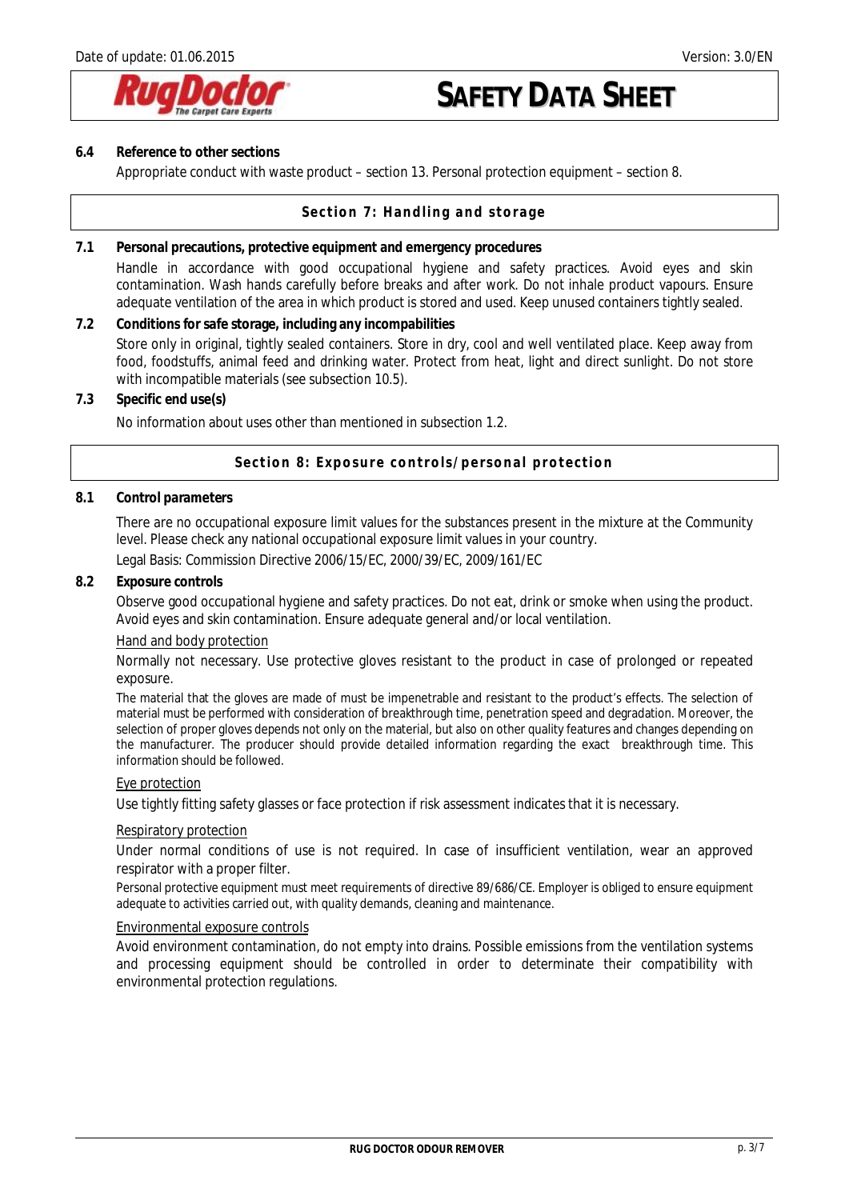### 6.4 Reference to other sections

Appropriate conduct with waste product – section 13. Personal protection equipment – section 8.

## Section 7: Handling and storage

### 7.1 Personal precautions, protective equipment and emergency procedures

Handle in accordance with good occupational hygiene and safety practices. Avoid eyes and skin contamination. Wash hands carefully before breaks and after work. Do not inhale product vapours. Ensure adequate ventilation of the area in which product is stored and used. Keep unused containers tightly sealed.

### 7.2 Conditions for safe storage, including any incompatibilities

Store only in original, tightly sealed containers. Store in dry, cool and well ventilated place. Keep away from food, foodstuffs, animal feed and drinking water. Protect from heat, light and direct sunlight. Do not store with incompatible materials (see subsection 10.5).

### 7.3 Specific end use(s)

No information about uses other than mentioned in subsection 1.2.

## Section 8: Exposure controls/personal protection

### 8.1 Control parameters

There are no occupational exposure limit values for the substances present in the mixture at the Community level. Please check any national occupational exposure limit values in your country.

Legal Basis: Commission Directive 2006/15/EC, 2000/39/EC, 2009/161/EC

### 8.2 Exposure controls

Observe good occupational hygiene and safety practices. Do not eat, drink or smoke when using the product. Avoid eyes and skin contamination. Ensure adequate general and/or local ventilation.

Hand and body protection

Normally not necessary. Use protective gloves resistant to the product in case of prolonged or repeated exposure.

The material that the gloves are made of must be impenetrable and resistant to the product's effects. The selection of material must be performed with consideration of breakthrough time, penetration speed and degradation. Moreover, the selection of proper gloves depends not only on the material, but also on other quality features and changes depending on the manufacturer. The producer should provide detailed information regarding the exact breakthrough time. This information should be followed.

Eye protection

Use tightly fitting safety glasses or face protection if risk assessment indicates that it is necessary.

Respiratory protection

Under normal conditions of use is not required. In case of insufficient ventilation, wear an approved respirator with a proper filter.

Personal protective equipment must meet requirements of directive 89/686/CE. Employer is obliged to ensure equipment adequate to activities carried out, with quality demands, cleaning and maintenance.

Environmental exposure controls

Avoid environment contamination, do not empty into drains. Possible emissions from the ventilation systems and processing equipment should be controlled in order to determinate their compatibility with environmental protection regulations.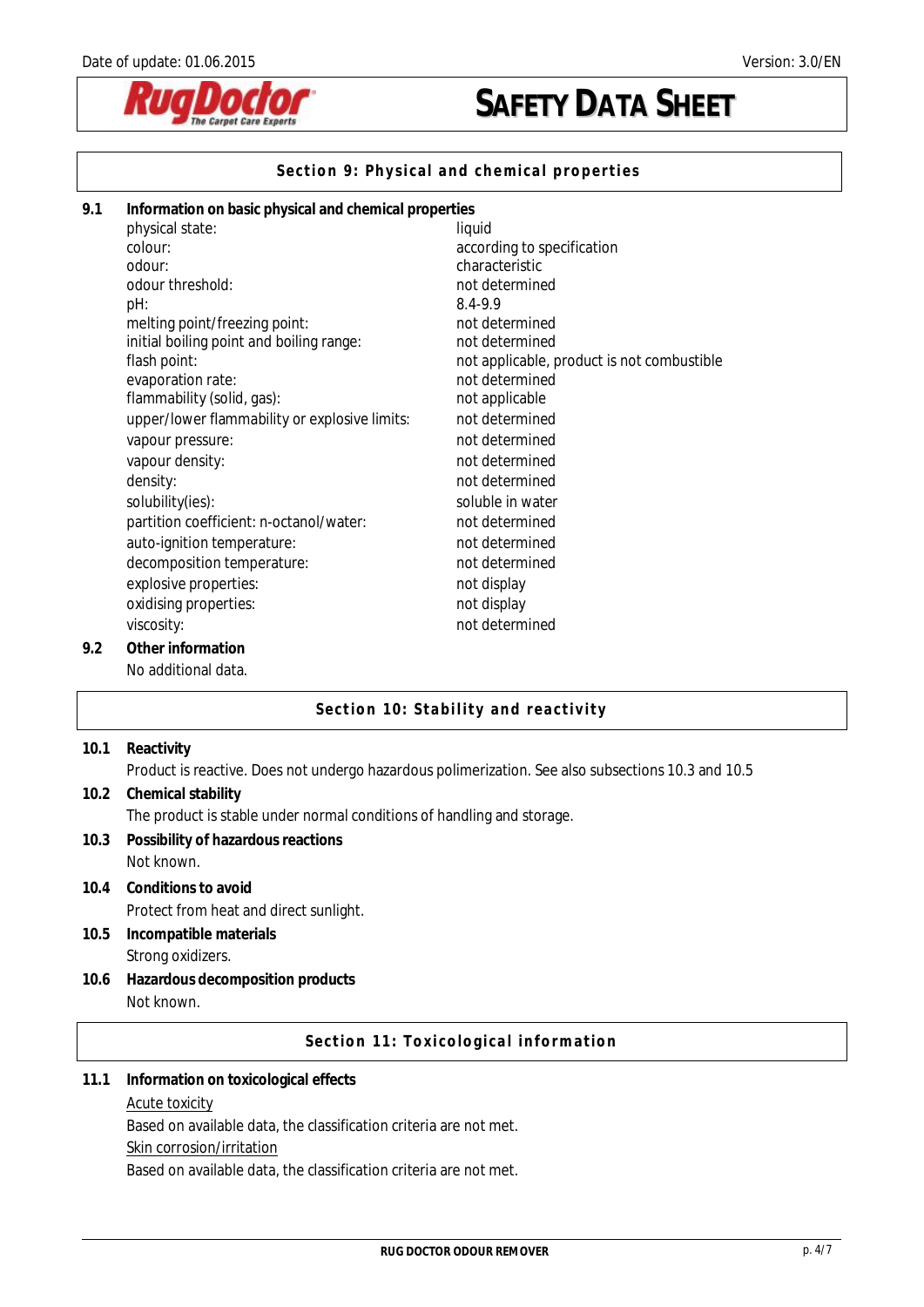## Section 9: Physical and chemical properties

**9.1 Information on basic physical and chemical properties**

| | |
|---|---|
| physical state: | liquid |
| colour: | according to specification |
| odour: | characteristic |
| odour threshold: | not determined |
| pH: | 8.4-9.9 |
| melting point/freezing point: | not determined |
| initial boiling point and boiling range: | not determined |
| flash point: | not applicable, product is not combustible |
| evaporation rate: | not determined |
| flammability (solid, gas): | not applicable |
| upper/lower flammability or explosive limits: | not determined |
| vapour pressure: | not determined |
| vapour density: | not determined |
| density: | not determined |
| solubility(ies): | soluble in water |
| partition coefficient: n-octanol/water: | not determined |
| auto-ignition temperature: | not determined |
| decomposition temperature: | not determined |
| explosive properties: | not display |
| oxidising properties: | not display |
| viscosity: | not determined |

**9.2 Other information**

No additional data.

## Section 10: Stability and reactivity

**10.1 Reactivity**

Product is reactive. Does not undergo hazardous polimerization. See also subsections 10.3 and 10.5

**10.2 Chemical stability**

The product is stable under normal conditions of handling and storage.

**10.3 Possibility of hazardous reactions**

Not known.

**10.4 Conditions to avoid**

Protect from heat and direct sunlight.

**10.5 Incompatible materials**

Strong oxidizers.

**10.6 Hazardous decomposition products**

Not known.

## Section 11: Toxicological information

**11.1 Information on toxicological effects**

Acute toxicity

Based on available data, the classification criteria are not met.

Skin corrosion/irritation

Based on available data, the classification criteria are not met.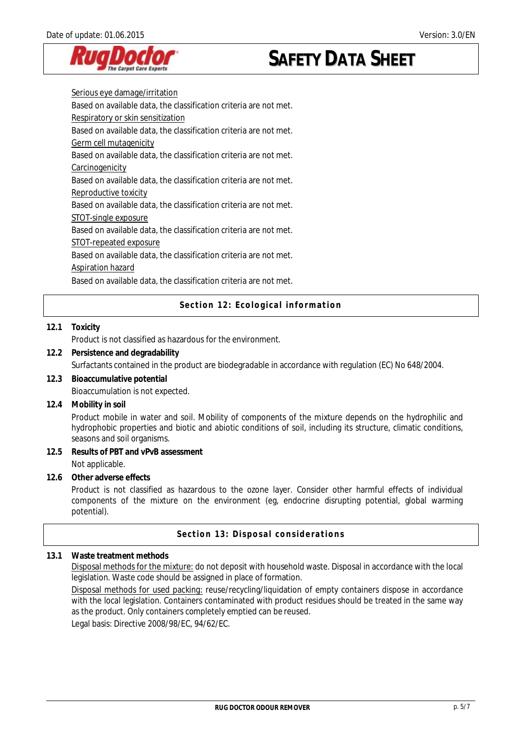Serious eye damage/irritation

Based on available data, the classification criteria are not met.

Respiratory or skin sensitization

Based on available data, the classification criteria are not met.

Germ cell mutagenicity

Based on available data, the classification criteria are not met.

Carcinogenicity

Based on available data, the classification criteria are not met.

Reproductive toxicity

Based on available data, the classification criteria are not met.

STOT-single exposure

Based on available data, the classification criteria are not met.

STOT-repeated exposure

Based on available data, the classification criteria are not met.

Aspiration hazard

Based on available data, the classification criteria are not met.

## Section 12: Ecological information

**12.1 Toxicity**

Product is not classified as hazardous for the environment.

**12.2 Persistence and degradability**

Surfactants contained in the product are biodegradable in accordance with regulation (EC) No 648/2004.

**12.3 Bioaccumulative potential**

Bioaccumulation is not expected.

**12.4 Mobility in soil**

Product mobile in water and soil. Mobility of components of the mixture depends on the hydrophilic and hydrophobic properties and biotic and abiotic conditions of soil, including its structure, climatic conditions, seasons and soil organisms.

**12.5 Results of PBT and vPvB assessment**

Not applicable.

**12.6 Other adverse effects**

Product is not classified as hazardous to the ozone layer. Consider other harmful effects of individual components of the mixture on the environment (eg, endocrine disrupting potential, global warming potential).

## Section 13: Disposal considerations

**13.1 Waste treatment methods**

Disposal methods for the mixture: do not deposit with household waste. Disposal in accordance with the local legislation. Waste code should be assigned in place of formation.

Disposal methods for used packing: reuse/recycling/liquidation of empty containers dispose in accordance with the local legislation. Containers contaminated with product residues should be treated in the same way as the product. Only containers completely emptied can be reused.

Legal basis: Directive 2008/98/EC, 94/62/EC.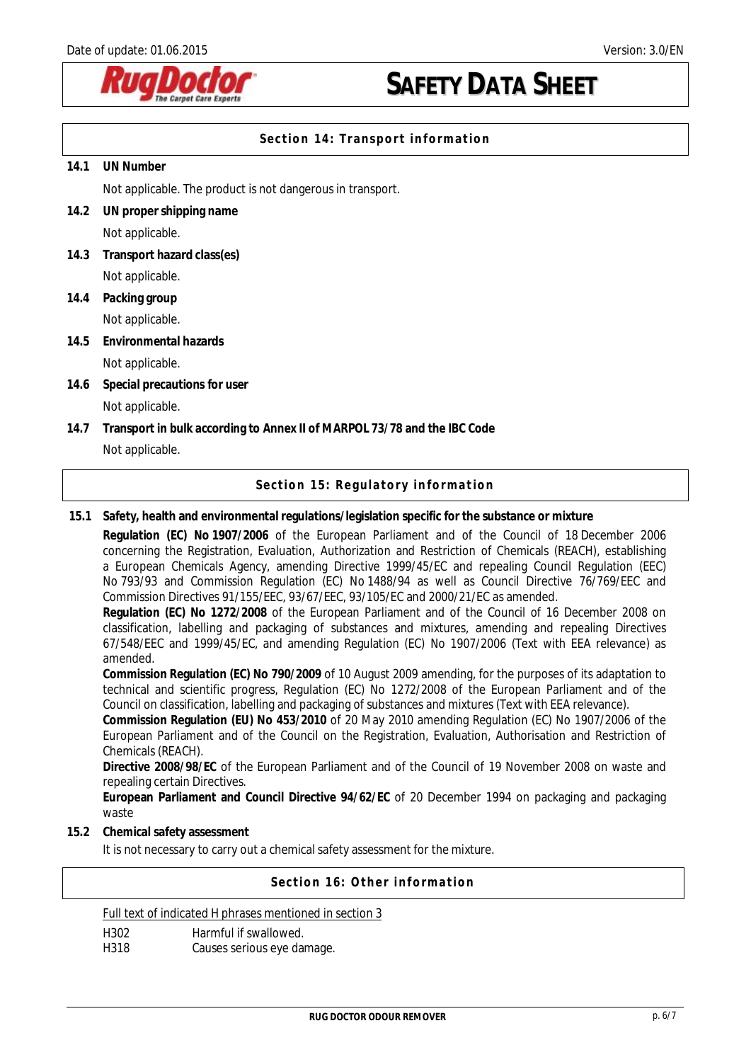## Section 14: Transport information

**14.1 UN Number**

Not applicable. The product is not dangerous in transport.

**14.2 UN proper shipping name**

Not applicable.

**14.3 Transport hazard class(es)**

Not applicable.

**14.4 Packing group**

Not applicable.

**14.5 Environmental hazards**

Not applicable.

**14.6 Special precautions for user**

Not applicable.

**14.7 Transport in bulk according to Annex II of MARPOL 73/78 and the IBC Code**

Not applicable.

## Section 15: Regulatory information

**15.1 Safety, health and environmental regulations/legislation specific for the substance or mixture**

**Regulation (EC) No 1907/2006** of the European Parliament and of the Council of 18 December 2006 concerning the Registration, Evaluation, Authorization and Restriction of Chemicals (REACH), establishing a European Chemicals Agency, amending Directive 1999/45/EC and repealing Council Regulation (EEC) No 793/93 and Commission Regulation (EC) No 1488/94 as well as Council Directive 76/769/EEC and Commission Directives 91/155/EEC, 93/67/EEC, 93/105/EC and 2000/21/EC as amended.

**Regulation (EC) No 1272/2008** of the European Parliament and of the Council of 16 December 2008 on classification, labelling and packaging of substances and mixtures, amending and repealing Directives 67/548/EEC and 1999/45/EC, and amending Regulation (EC) No 1907/2006 (Text with EEA relevance) as amended.

**Commission Regulation (EC) No 790/2009** of 10 August 2009 amending, for the purposes of its adaptation to technical and scientific progress, Regulation (EC) No 1272/2008 of the European Parliament and of the Council on classification, labelling and packaging of substances and mixtures (Text with EEA relevance).

**Commission Regulation (EU) No 453/2010** of 20 May 2010 amending Regulation (EC) No 1907/2006 of the European Parliament and of the Council on the Registration, Evaluation, Authorisation and Restriction of Chemicals (REACH).

**Directive 2008/98/EC** of the European Parliament and of the Council of 19 November 2008 on waste and repealing certain Directives.

**European Parliament and Council Directive 94/62/EC** of 20 December 1994 on packaging and packaging waste

**15.2 Chemical safety assessment**

It is not necessary to carry out a chemical safety assessment for the mixture.

## Section 16: Other information

Full text of indicated H phrases mentioned in section 3

| | |
|---|---|
| H302 | Harmful if swallowed. |
| H318 | Causes serious eye damage. |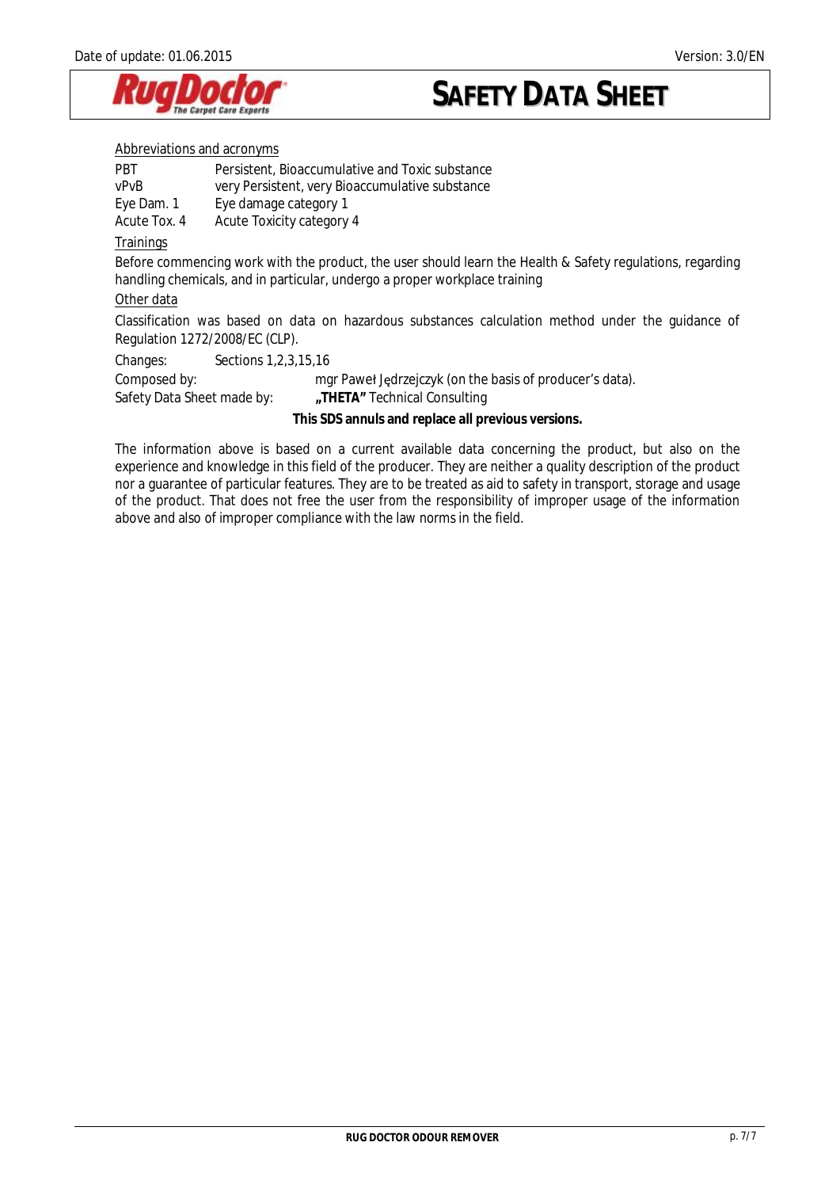Abbreviations and acronyms

| | |
|---|---|
| PBT | Persistent, Bioaccumulative and Toxic substance |
| vPvB | very Persistent, very Bioaccumulative substance |
| Eye Dam. 1 | Eye damage category 1 |
| Acute Tox. 4 | Acute Toxicity category 4 |

Trainings

Before commencing work with the product, the user should learn the Health & Safety regulations, regarding handling chemicals, and in particular, undergo a proper workplace training

Other data

Classification was based on data on hazardous substances calculation method under the guidance of Regulation 1272/2008/EC (CLP).

Changes: Sections 1,2,3,15,16

Composed by: mgr Paweł Jędrzejczyk (on the basis of producer's data).

Safety Data Sheet made by: **„THETA"** Technical Consulting

**This SDS annuls and replace all previous versions.**

The information above is based on a current available data concerning the product, but also on the experience and knowledge in this field of the producer. They are neither a quality description of the product nor a guarantee of particular features. They are to be treated as aid to safety in transport, storage and usage of the product. That does not free the user from the responsibility of improper usage of the information above and also of improper compliance with the law norms in the field.